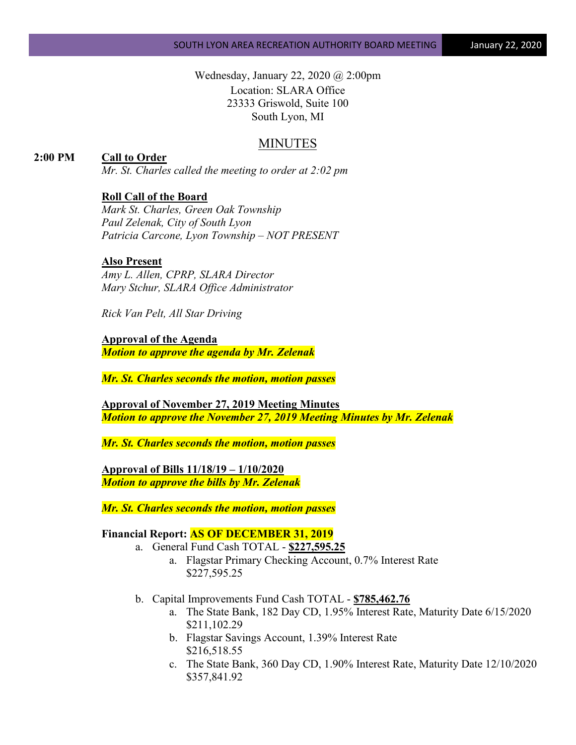Wednesday, January 22, 2020 @ 2:00pm
Location: SLARA Office
23333 Griswold, Suite 100
South Lyon, MI

# MINUTES

**2:00 PM** **Call to Order**

*Mr. St. Charles called the meeting to order at 2:02 pm*

**Roll Call of the Board**

*Mark St. Charles, Green Oak Township*
*Paul Zelenak, City of South Lyon*
*Patricia Carcone, Lyon Township – NOT PRESENT*

**Also Present**

*Amy L. Allen, CPRP, SLARA Director*
*Mary Stchur, SLARA Office Administrator*

*Rick Van Pelt, All Star Driving*

**Approval of the Agenda**

***Motion to approve the agenda by Mr. Zelenak***

***Mr. St. Charles seconds the motion, motion passes***

**Approval of November 27, 2019 Meeting Minutes**

***Motion to approve the November 27, 2019 Meeting Minutes by Mr. Zelenak***

***Mr. St. Charles seconds the motion, motion passes***

**Approval of Bills 11/18/19 – 1/10/2020**

***Motion to approve the bills by Mr. Zelenak***

***Mr. St. Charles seconds the motion, motion passes***

**Financial Report: AS OF DECEMBER 31, 2019**

a. General Fund Cash TOTAL - **$227,595.25**
    a. Flagstar Primary Checking Account, 0.7% Interest Rate
       $227,595.25

b. Capital Improvements Fund Cash TOTAL - **$785,462.76**
    a. The State Bank, 182 Day CD, 1.95% Interest Rate, Maturity Date 6/15/2020
       $211,102.29
    b. Flagstar Savings Account, 1.39% Interest Rate
       $216,518.55
    c. The State Bank, 360 Day CD, 1.90% Interest Rate, Maturity Date 12/10/2020
       $357,841.92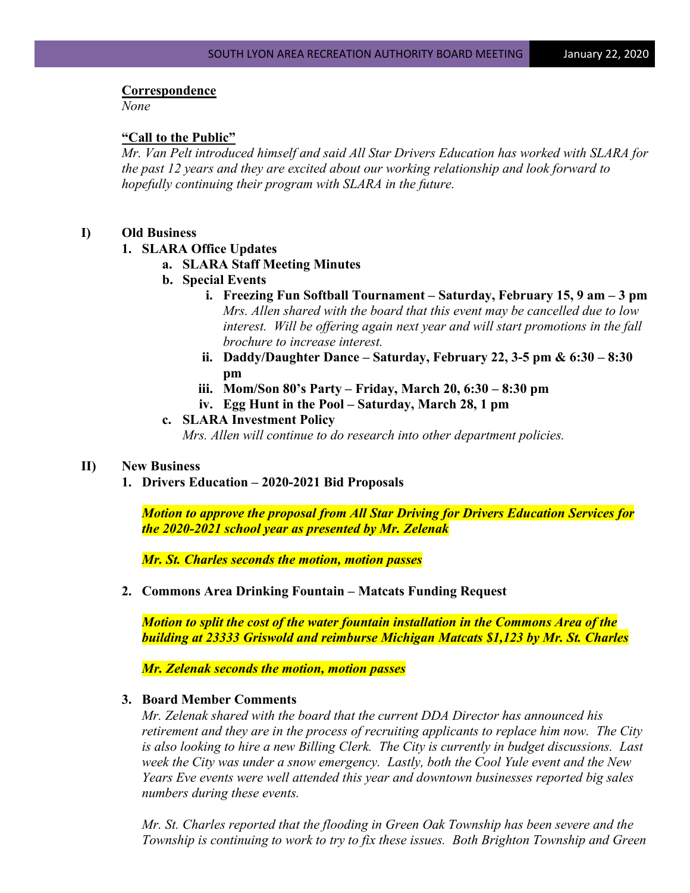**Correspondence**

*None*

**"Call to the Public"**

*Mr. Van Pelt introduced himself and said All Star Drivers Education has worked with SLARA for the past 12 years and they are excited about our working relationship and look forward to hopefully continuing their program with SLARA in the future.*

**I) Old Business**

1. **SLARA Office Updates**
    a. **SLARA Staff Meeting Minutes**
    b. **Special Events**
        i. **Freezing Fun Softball Tournament – Saturday, February 15, 9 am – 3 pm**
        *Mrs. Allen shared with the board that this event may be cancelled due to low interest. Will be offering again next year and will start promotions in the fall brochure to increase interest.*
        ii. **Daddy/Daughter Dance – Saturday, February 22, 3-5 pm & 6:30 – 8:30 pm**
        iii. **Mom/Son 80's Party – Friday, March 20, 6:30 – 8:30 pm**
        iv. **Egg Hunt in the Pool – Saturday, March 28, 1 pm**
    c. **SLARA Investment Policy**
    *Mrs. Allen will continue to do research into other department policies.*

**II) New Business**

1. **Drivers Education – 2020-2021 Bid Proposals**

    ***Motion to approve the proposal from All Star Driving for Drivers Education Services for the 2020-2021 school year as presented by Mr. Zelenak***

    ***Mr. St. Charles seconds the motion, motion passes***

2. **Commons Area Drinking Fountain – Matcats Funding Request**

    ***Motion to split the cost of the water fountain installation in the Commons Area of the building at 23333 Griswold and reimburse Michigan Matcats $1,123 by Mr. St. Charles***

    ***Mr. Zelenak seconds the motion, motion passes***

3. **Board Member Comments**

    *Mr. Zelenak shared with the board that the current DDA Director has announced his retirement and they are in the process of recruiting applicants to replace him now. The City is also looking to hire a new Billing Clerk. The City is currently in budget discussions. Last week the City was under a snow emergency. Lastly, both the Cool Yule event and the New Years Eve events were well attended this year and downtown businesses reported big sales numbers during these events.*

    *Mr. St. Charles reported that the flooding in Green Oak Township has been severe and the Township is continuing to work to try to fix these issues. Both Brighton Township and Green*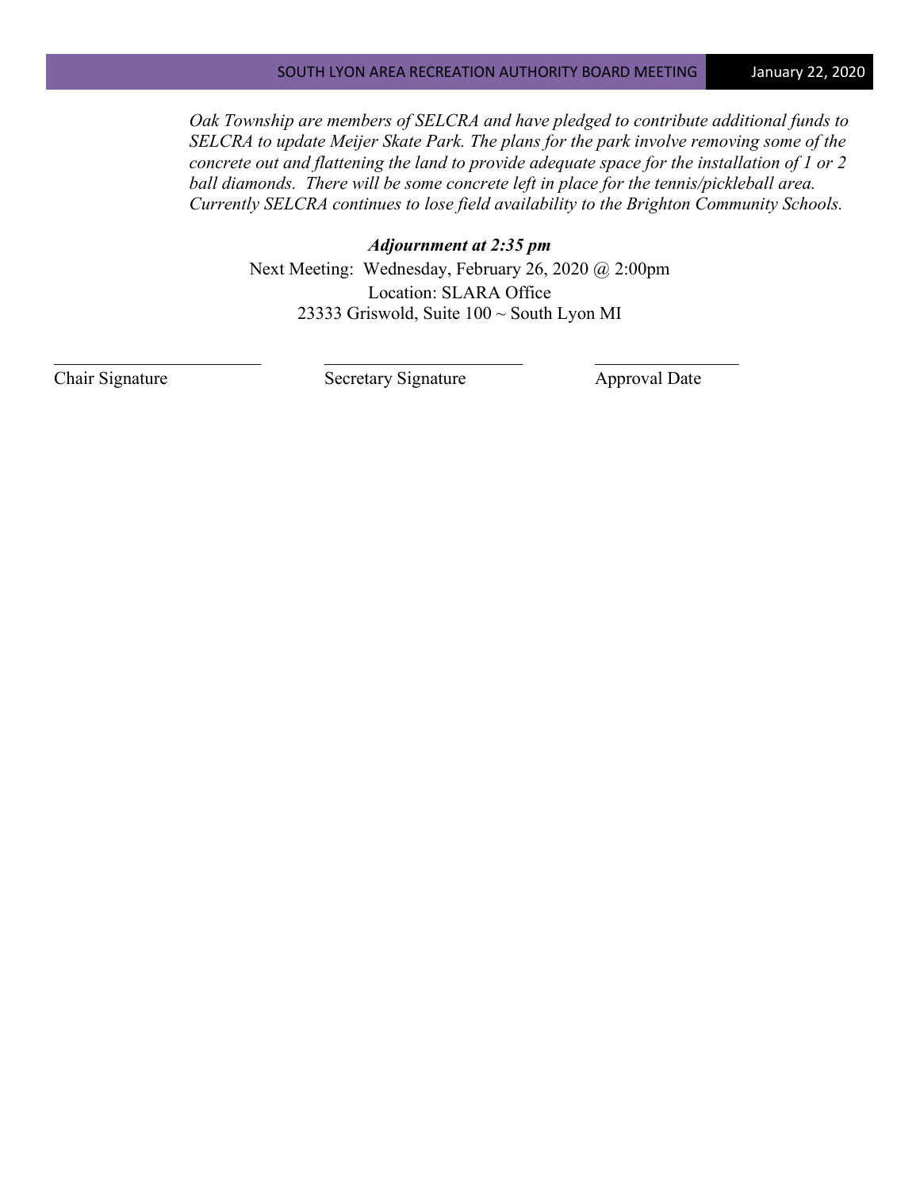*Oak Township are members of SELCRA and have pledged to contribute additional funds to SELCRA to update Meijer Skate Park. The plans for the park involve removing some of the concrete out and flattening the land to provide adequate space for the installation of 1 or 2 ball diamonds. There will be some concrete left in place for the tennis/pickleball area. Currently SELCRA continues to lose field availability to the Brighton Community Schools.*

***Adjournment at 2:35 pm***

Next Meeting: Wednesday, February 26, 2020 @ 2:00pm
Location: SLARA Office
23333 Griswold, Suite 100 ~ South Lyon MI

| | | |
|---|---|---|
| ______________________ | ______________________ | ________________ |
| Chair Signature | Secretary Signature | Approval Date |